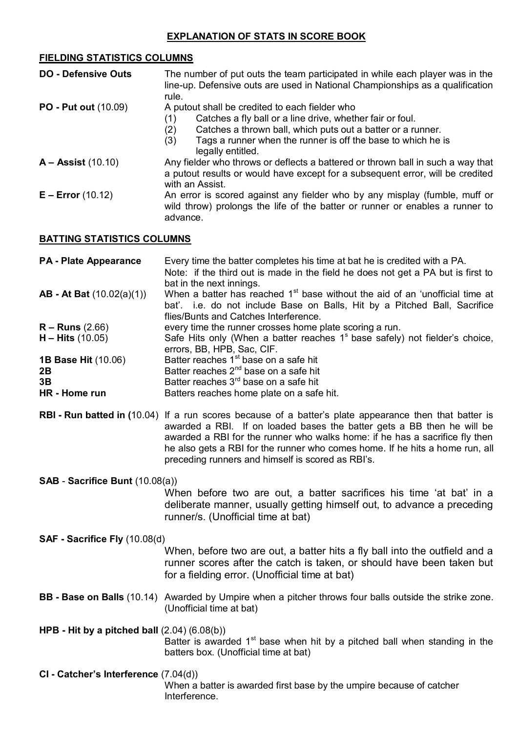# EXPLANATION OF STATS IN SCORE BOOK

## FIELDING STATISTICS COLUMNS

**DO - Defensive Outs** — The number of put outs the team participated in while each player was in the line-up. Defensive outs are used in National Championships as a qualification rule.

**PO - Put out** (10.09) — A putout shall be credited to each fielder who

1. Catches a fly ball or a line drive, whether fair or foul.
2. Catches a thrown ball, which puts out a batter or a runner.
3. Tags a runner when the runner is off the base to which he is legally entitled.

**A – Assist** (10.10) — Any fielder who throws or deflects a battered or thrown ball in such a way that a putout results or would have except for a subsequent error, will be credited with an Assist.

**E – Error** (10.12) — An error is scored against any fielder who by any misplay (fumble, muff or wild throw) prolongs the life of the batter or runner or enables a runner to advance.

## BATTING STATISTICS COLUMNS

**PA - Plate Appearance** — Every time the batter completes his time at bat he is credited with a PA.
Note: if the third out is made in the field he does not get a PA but is first to bat in the next innings.

**AB - At Bat** (10.02(a)(1)) — When a batter has reached 1st base without the aid of an 'unofficial time at bat'. i.e. do not include Base on Balls, Hit by a Pitched Ball, Sacrifice flies/Bunts and Catches Interference.

**R – Runs** (2.66) — every time the runner crosses home plate scoring a run.

**H – Hits** (10.05) — Safe Hits only (When a batter reaches 1s base safely) not fielder's choice, errors, BB, HPB, Sac, CIF.

**1B Base Hit** (10.06) — Batter reaches 1st base on a safe hit

**2B** — Batter reaches 2nd base on a safe hit

**3B** — Batter reaches 3rd base on a safe hit

**HR - Home run** — Batters reaches home plate on a safe hit.

**RBI - Run batted in (**10.04) — If a run scores because of a batter's plate appearance then that batter is awarded a RBI. If on loaded bases the batter gets a BB then he will be awarded a RBI for the runner who walks home: if he has a sacrifice fly then he also gets a RBI for the runner who comes home. If he hits a home run, all preceding runners and himself is scored as RBI's.

**SAB** - **Sacrifice Bunt** (10.08(a))

When before two are out, a batter sacrifices his time 'at bat' in a deliberate manner, usually getting himself out, to advance a preceding runner/s. (Unofficial time at bat)

**SAF - Sacrifice Fly** (10.08(d)

When, before two are out, a batter hits a fly ball into the outfield and a runner scores after the catch is taken, or should have been taken but for a fielding error. (Unofficial time at bat)

**BB - Base on Balls** (10.14) — Awarded by Umpire when a pitcher throws four balls outside the strike zone. (Unofficial time at bat)

**HPB - Hit by a pitched ball** (2.04) (6.08(b))

Batter is awarded 1st base when hit by a pitched ball when standing in the batters box. (Unofficial time at bat)

**CI - Catcher's Interference** (7.04(d))

When a batter is awarded first base by the umpire because of catcher Interference.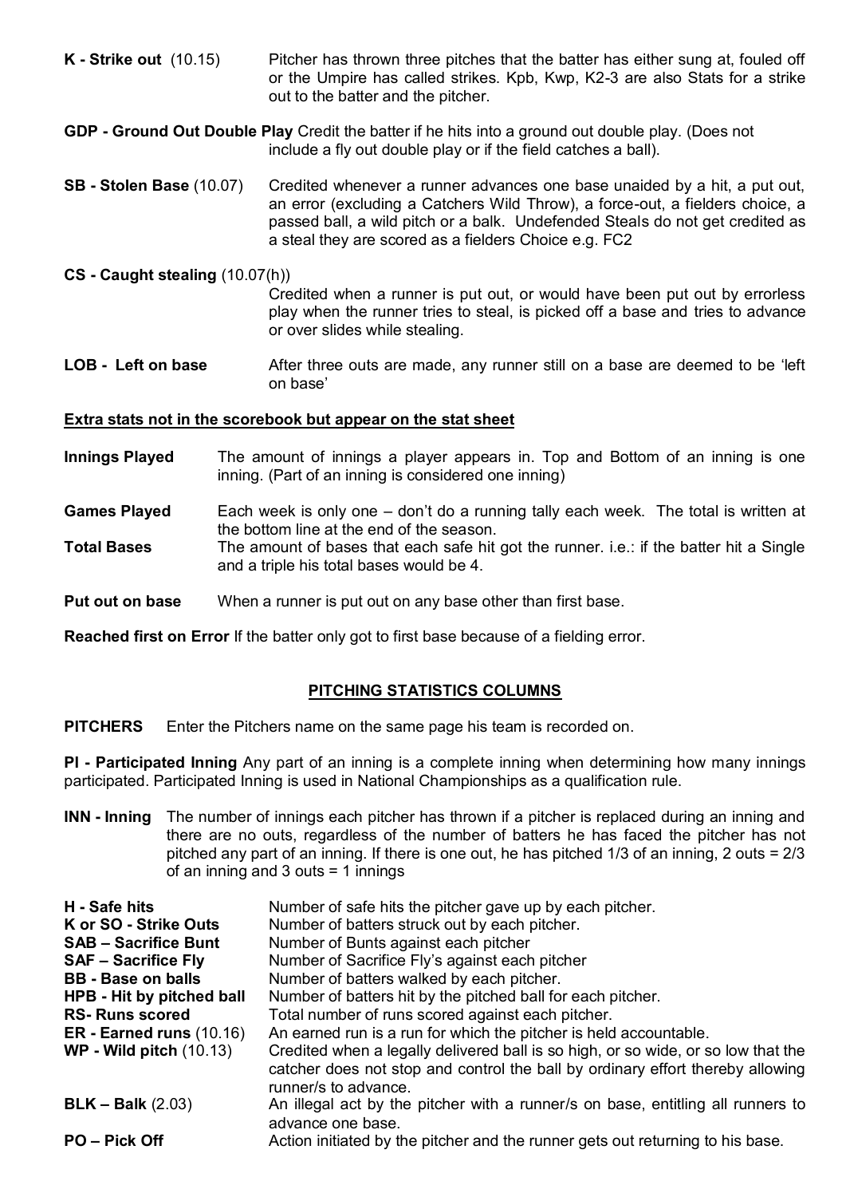**K - Strike out** (10.15) Pitcher has thrown three pitches that the batter has either sung at, fouled off or the Umpire has called strikes. Kpb, Kwp, K2-3 are also Stats for a strike out to the batter and the pitcher.

**GDP - Ground Out Double Play** Credit the batter if he hits into a ground out double play. (Does not include a fly out double play or if the field catches a ball).

**SB - Stolen Base** (10.07) Credited whenever a runner advances one base unaided by a hit, a put out, an error (excluding a Catchers Wild Throw), a force-out, a fielders choice, a passed ball, a wild pitch or a balk. Undefended Steals do not get credited as a steal they are scored as a fielders Choice e.g. FC2

**CS - Caught stealing** (10.07(h))
Credited when a runner is put out, or would have been put out by errorless play when the runner tries to steal, is picked off a base and tries to advance or over slides while stealing.

**LOB - Left on base** After three outs are made, any runner still on a base are deemed to be 'left on base'

**Extra stats not in the scorebook but appear on the stat sheet**

**Innings Played** The amount of innings a player appears in. Top and Bottom of an inning is one inning. (Part of an inning is considered one inning)

**Games Played** Each week is only one – don't do a running tally each week. The total is written at the bottom line at the end of the season.

**Total Bases** The amount of bases that each safe hit got the runner. i.e.: if the batter hit a Single and a triple his total bases would be 4.

**Put out on base** When a runner is put out on any base other than first base.

**Reached first on Error** If the batter only got to first base because of a fielding error.

## PITCHING STATISTICS COLUMNS

**PITCHERS** Enter the Pitchers name on the same page his team is recorded on.

**PI - Participated Inning** Any part of an inning is a complete inning when determining how many innings participated. Participated Inning is used in National Championships as a qualification rule.

**INN - Inning** The number of innings each pitcher has thrown if a pitcher is replaced during an inning and there are no outs, regardless of the number of batters he has faced the pitcher has not pitched any part of an inning. If there is one out, he has pitched 1/3 of an inning, 2 outs = 2/3 of an inning and 3 outs = 1 innings

**H - Safe hits** Number of safe hits the pitcher gave up by each pitcher.
**K or SO - Strike Outs** Number of batters struck out by each pitcher.
**SAB – Sacrifice Bunt** Number of Bunts against each pitcher
**SAF – Sacrifice Fly** Number of Sacrifice Fly's against each pitcher
**BB - Base on balls** Number of batters walked by each pitcher.
**HPB - Hit by pitched ball** Number of batters hit by the pitched ball for each pitcher.
**RS- Runs scored** Total number of runs scored against each pitcher.
**ER - Earned runs** (10.16) An earned run is a run for which the pitcher is held accountable.
**WP - Wild pitch** (10.13) Credited when a legally delivered ball is so high, or so wide, or so low that the catcher does not stop and control the ball by ordinary effort thereby allowing runner/s to advance.
**BLK – Balk** (2.03) An illegal act by the pitcher with a runner/s on base, entitling all runners to advance one base.
**PO – Pick Off** Action initiated by the pitcher and the runner gets out returning to his base.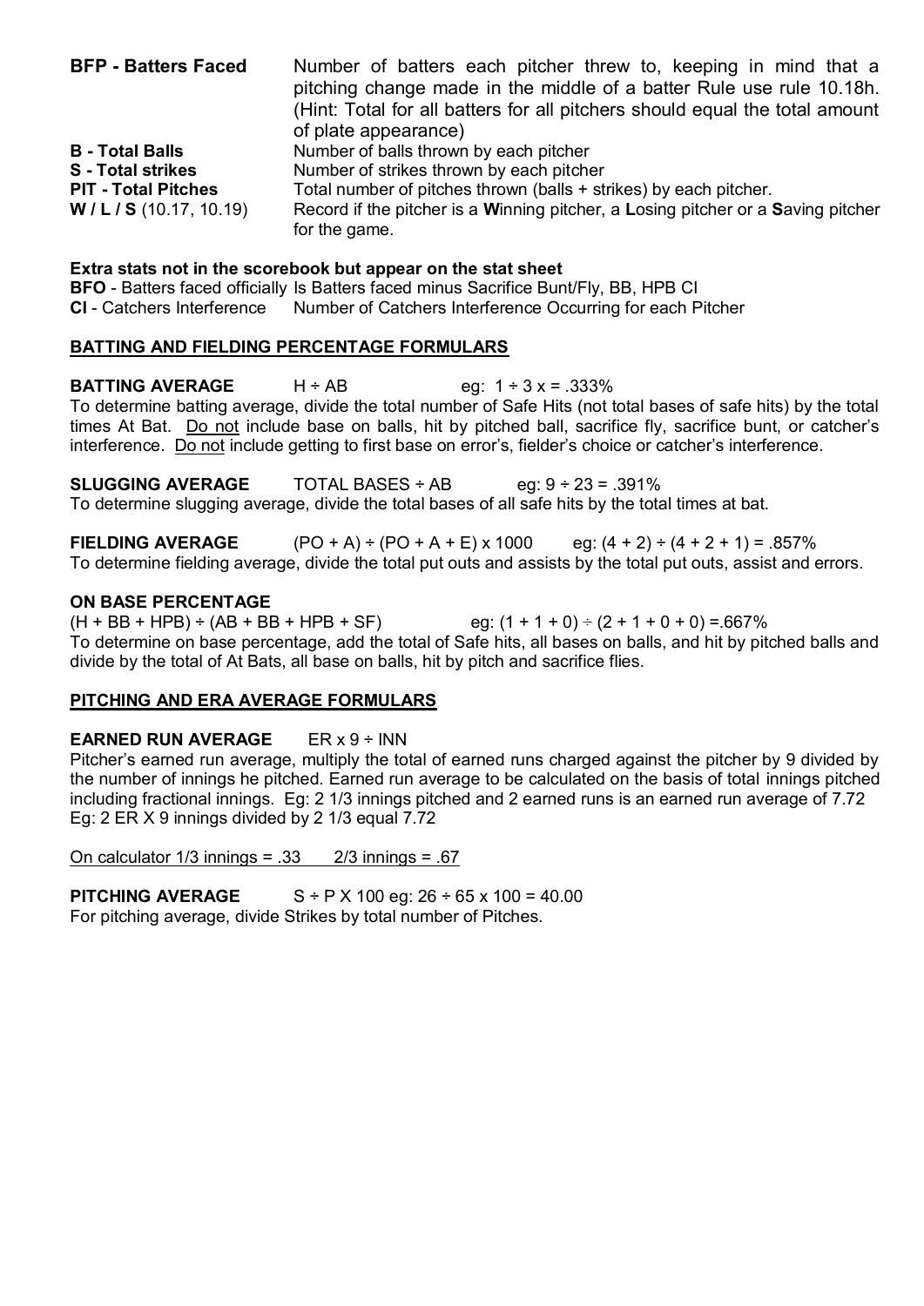**BFP - Batters Faced** — Number of batters each pitcher threw to, keeping in mind that a pitching change made in the middle of a batter Rule use rule 10.18h. (Hint: Total for all batters for all pitchers should equal the total amount of plate appearance)

**B - Total Balls** — Number of balls thrown by each pitcher

**S - Total strikes** — Number of strikes thrown by each pitcher

**PIT - Total Pitches** — Total number of pitches thrown (balls + strikes) by each pitcher.

**W / L / S** (10.17, 10.19) — Record if the pitcher is a **W**inning pitcher, a **L**osing pitcher or a **S**aving pitcher for the game.

**Extra stats not in the scorebook but appear on the stat sheet**

**BFO** - Batters faced officially Is Batters faced minus Sacrifice Bunt/Fly, BB, HPB CI

**CI** - Catchers Interference Number of Catchers Interference Occurring for each Pitcher

## BATTING AND FIELDING PERCENTAGE FORMULARS

**BATTING AVERAGE** H ÷ AB eg: 1 ÷ 3 x = .333%

To determine batting average, divide the total number of Safe Hits (not total bases of safe hits) by the total times At Bat. Do not include base on balls, hit by pitched ball, sacrifice fly, sacrifice bunt, or catcher's interference. Do not include getting to first base on error's, fielder's choice or catcher's interference.

**SLUGGING AVERAGE** TOTAL BASES ÷ AB eg: 9 ÷ 23 = .391%

To determine slugging average, divide the total bases of all safe hits by the total times at bat.

**FIELDING AVERAGE** (PO + A) ÷ (PO + A + E) x 1000 eg: (4 + 2) ÷ (4 + 2 + 1) = .857%

To determine fielding average, divide the total put outs and assists by the total put outs, assist and errors.

**ON BASE PERCENTAGE**

(H + BB + HPB) ÷ (AB + BB + HPB + SF) eg: (1 + 1 + 0) ÷ (2 + 1 + 0 + 0) =.667%

To determine on base percentage, add the total of Safe hits, all bases on balls, and hit by pitched balls and divide by the total of At Bats, all base on balls, hit by pitch and sacrifice flies.

## PITCHING AND ERA AVERAGE FORMULARS

**EARNED RUN AVERAGE** ER x 9 ÷ INN

Pitcher's earned run average, multiply the total of earned runs charged against the pitcher by 9 divided by the number of innings he pitched. Earned run average to be calculated on the basis of total innings pitched including fractional innings. Eg: 2 1/3 innings pitched and 2 earned runs is an earned run average of 7.72
Eg: 2 ER X 9 innings divided by 2 1/3 equal 7.72

On calculator 1/3 innings = .33 2/3 innings = .67

**PITCHING AVERAGE** S ÷ P X 100 eg: 26 ÷ 65 x 100 = 40.00

For pitching average, divide Strikes by total number of Pitches.